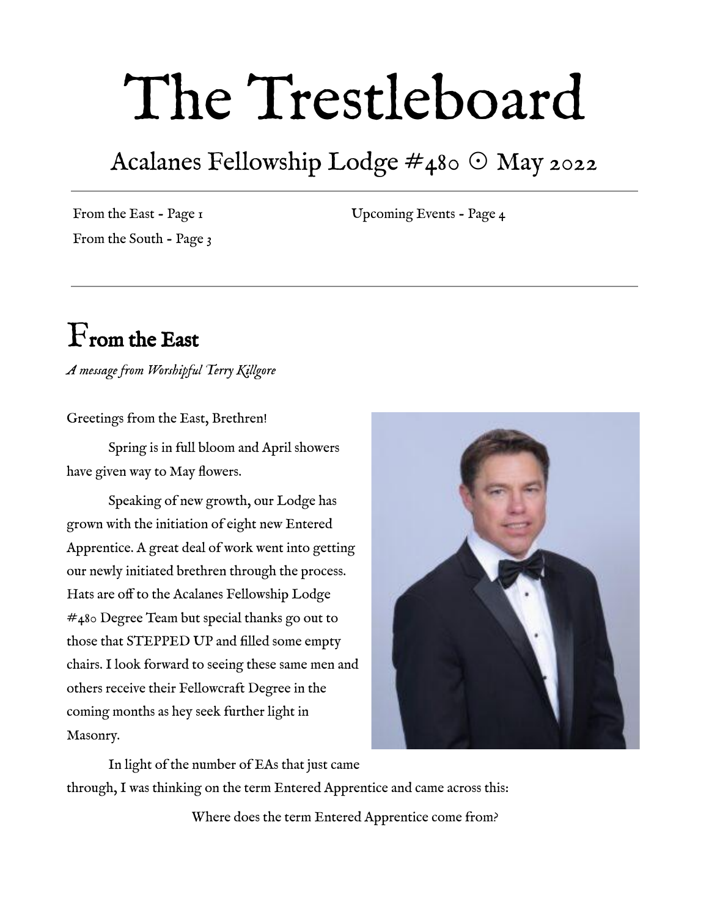# The Trestleboard

## Acalanes Fellowship Lodge #480 ⊙ May 2022

From the East - Page 1
From the South - Page 3
Upcoming Events - Page 4

---

## From the East

*A message from Worshipful Terry Killgore*

Greetings from the East, Brethren!

Spring is in full bloom and April showers have given way to May flowers.

Speaking of new growth, our Lodge has grown with the initiation of eight new Entered Apprentice. A great deal of work went into getting our newly initiated brethren through the process. Hats are off to the Acalanes Fellowship Lodge #480 Degree Team but special thanks go out to those that STEPPED UP and filled some empty chairs. I look forward to seeing these same men and others receive their Fellowcraft Degree in the coming months as hey seek further light in Masonry.

In light of the number of EAs that just came through, I was thinking on the term Entered Apprentice and came across this:

Where does the term Entered Apprentice come from?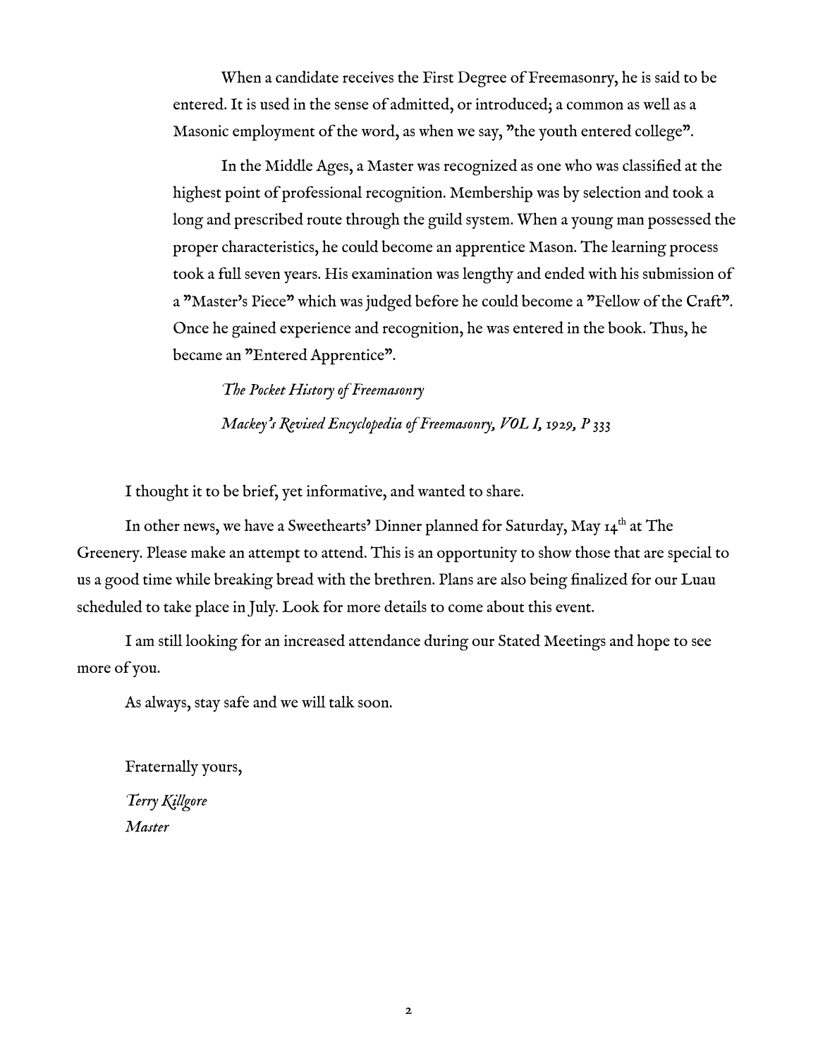When a candidate receives the First Degree of Freemasonry, he is said to be entered. It is used in the sense of admitted, or introduced; a common as well as a Masonic employment of the word, as when we say, "the youth entered college".

In the Middle Ages, a Master was recognized as one who was classified at the highest point of professional recognition. Membership was by selection and took a long and prescribed route through the guild system. When a young man possessed the proper characteristics, he could become an apprentice Mason. The learning process took a full seven years. His examination was lengthy and ended with his submission of a "Master's Piece" which was judged before he could become a "Fellow of the Craft". Once he gained experience and recognition, he was entered in the book. Thus, he became an "Entered Apprentice".

*The Pocket History of Freemasonry*

*Mackey's Revised Encyclopedia of Freemasonry, VOL I, 1929, P 333*

I thought it to be brief, yet informative, and wanted to share.

In other news, we have a Sweethearts' Dinner planned for Saturday, May 14th at The Greenery. Please make an attempt to attend. This is an opportunity to show those that are special to us a good time while breaking bread with the brethren. Plans are also being finalized for our Luau scheduled to take place in July. Look for more details to come about this event.

I am still looking for an increased attendance during our Stated Meetings and hope to see more of you.

As always, stay safe and we will talk soon.

Fraternally yours,

*Terry Killgore*
*Master*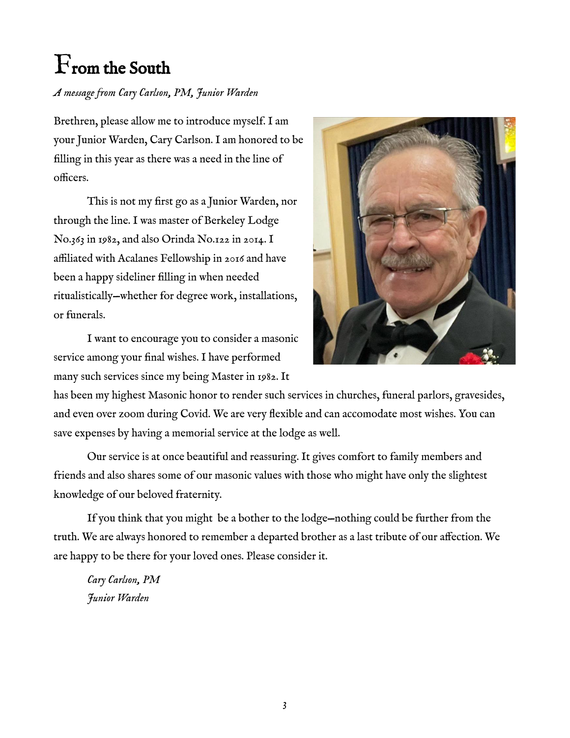# From the South

*A message from Cary Carlson, PM, Junior Warden*

Brethren, please allow me to introduce myself. I am your Junior Warden, Cary Carlson. I am honored to be filling in this year as there was a need in the line of officers.

This is not my first go as a Junior Warden, nor through the line. I was master of Berkeley Lodge No.363 in 1982, and also Orinda No.122 in 2014. I affiliated with Acalanes Fellowship in 2016 and have been a happy sideliner filling in when needed ritualistically—whether for degree work, installations, or funerals.

I want to encourage you to consider a masonic service among your final wishes. I have performed many such services since my being Master in 1982. It has been my highest Masonic honor to render such services in churches, funeral parlors, gravesides, and even over zoom during Covid. We are very flexible and can accomodate most wishes. You can save expenses by having a memorial service at the lodge as well.

Our service is at once beautiful and reassuring. It gives comfort to family members and friends and also shares some of our masonic values with those who might have only the slightest knowledge of our beloved fraternity.

If you think that you might be a bother to the lodge—nothing could be further from the truth. We are always honored to remember a departed brother as a last tribute of our affection. We are happy to be there for your loved ones. Please consider it.

*Cary Carlson, PM*
*Junior Warden*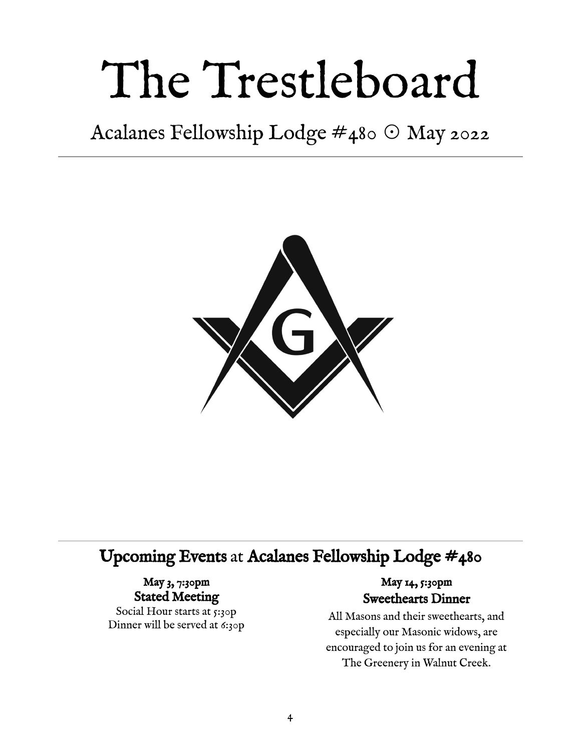# The Trestleboard

## Acalanes Fellowship Lodge #480 ⊙ May 2022

## Upcoming Events at Acalanes Fellowship Lodge #480

**May 3, 7:30pm**
**Stated Meeting**
Social Hour starts at 5:30p
Dinner will be served at 6:30p

**May 14, 5:30pm**
**Sweethearts Dinner**
All Masons and their sweethearts, and especially our Masonic widows, are encouraged to join us for an evening at The Greenery in Walnut Creek.